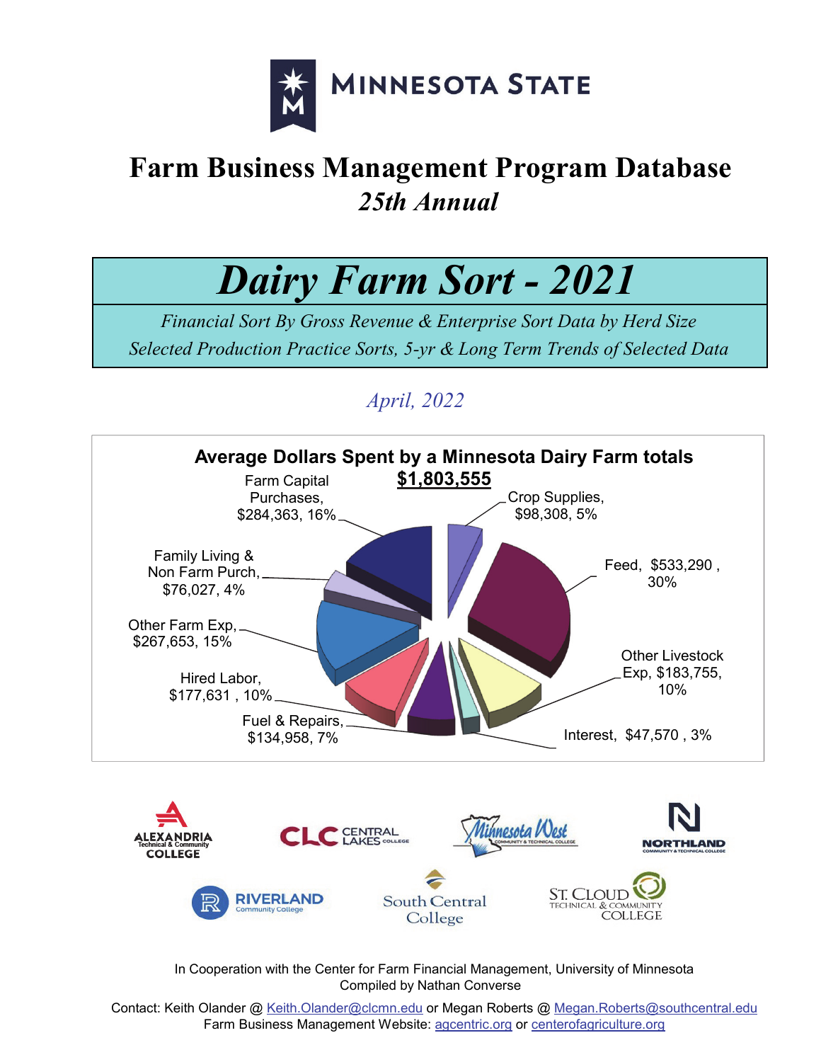MINNESOTA STATE

# Farm Business Management Program Database

## *25th Annual*

# *Dairy Farm Sort - 2021*

*Financial Sort By Gross Revenue & Enterprise Sort Data by Herd Size*

*Selected Production Practice Sorts, 5-yr & Long Term Trends of Selected Data*

*April, 2022*

**Average Dollars Spent by a Minnesota Dairy Farm totals**
**$1,803,555**

| Category | Amount | Percent |
|---|---|---|
| Crop Supplies | $98,308 | 5% |
| Feed | $533,290 | 30% |
| Other Livestock Exp | $183,755 | 10% |
| Interest | $47,570 | 3% |
| Fuel & Repairs | $134,958 | 7% |
| Hired Labor | $177,631 | 10% |
| Other Farm Exp | $267,653 | 15% |
| Family Living & Non Farm Purch | $76,027 | 4% |
| Farm Capital Purchases | $284,363 | 16% |

Alexandria Technical & Community College · Central Lakes College · Minnesota West Community & Technical College · Northland Community & Technical College · Riverland Community College · South Central College · St. Cloud Technical & Community College

In Cooperation with the Center for Farm Financial Management, University of Minnesota
Compiled by Nathan Converse

Contact: Keith Olander @ Keith.Olander@clcmn.edu or Megan Roberts @ Megan.Roberts@southcentral.edu
Farm Business Management Website: agcentric.org or centerofagriculture.org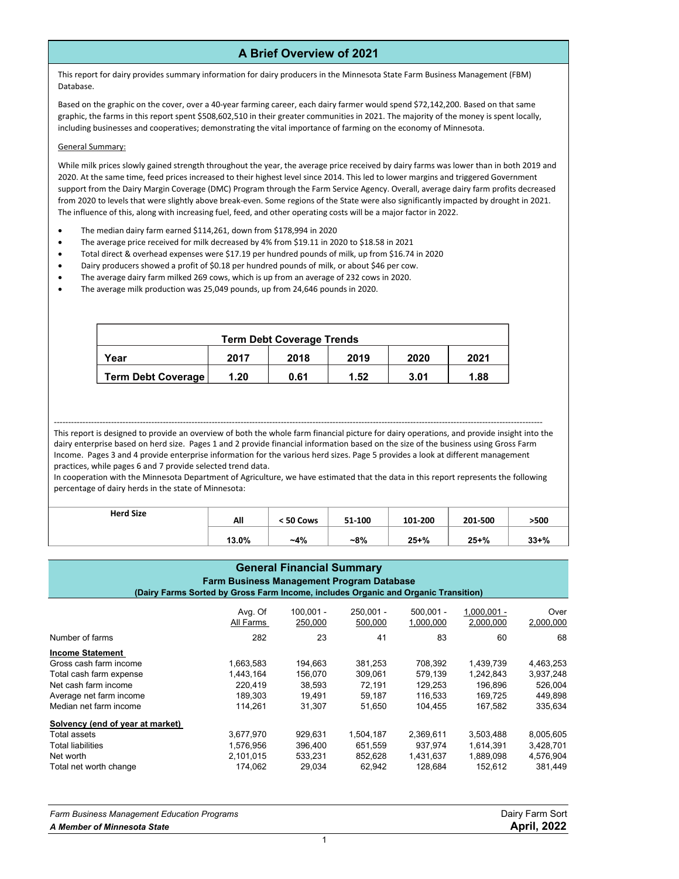## A Brief Overview of 2021

This report for dairy provides summary information for dairy producers in the Minnesota State Farm Business Management (FBM) Database.

Based on the graphic on the cover, over a 40-year farming career, each dairy farmer would spend $72,142,200. Based on that same graphic, the farms in this report spent $508,602,510 in their greater communities in 2021. The majority of the money is spent locally, including businesses and cooperatives; demonstrating the vital importance of farming on the economy of Minnesota.

General Summary:

While milk prices slowly gained strength throughout the year, the average price received by dairy farms was lower than in both 2019 and 2020. At the same time, feed prices increased to their highest level since 2014. This led to lower margins and triggered Government support from the Dairy Margin Coverage (DMC) Program through the Farm Service Agency. Overall, average dairy farm profits decreased from 2020 to levels that were slightly above break-even. Some regions of the State were also significantly impacted by drought in 2021. The influence of this, along with increasing fuel, feed, and other operating costs will be a major factor in 2022.

- The median dairy farm earned $114,261, down from $178,994 in 2020
- The average price received for milk decreased by 4% from $19.11 in 2020 to $18.58 in 2021
- Total direct & overhead expenses were $17.19 per hundred pounds of milk, up from $16.74 in 2020
- Dairy producers showed a profit of $0.18 per hundred pounds of milk, or about $46 per cow.
- The average dairy farm milked 269 cows, which is up from an average of 232 cows in 2020.
- The average milk production was 25,049 pounds, up from 24,646 pounds in 2020.

**Term Debt Coverage Trends**

| Year | 2017 | 2018 | 2019 | 2020 | 2021 |
|---|---|---|---|---|---|
| Term Debt Coverage | 1.20 | 0.61 | 1.52 | 3.01 | 1.88 |

---

This report is designed to provide an overview of both the whole farm financial picture for dairy operations, and provide insight into the dairy enterprise based on herd size. Pages 1 and 2 provide financial information based on the size of the business using Gross Farm Income. Pages 3 and 4 provide enterprise information for the various herd sizes. Page 5 provides a look at different management practices, while pages 6 and 7 provide selected trend data.
In cooperation with the Minnesota Department of Agriculture, we have estimated that the data in this report represents the following percentage of dairy herds in the state of Minnesota:

| Herd Size | All | < 50 Cows | 51-100 | 101-200 | 201-500 | >500 |
|---|---|---|---|---|---|---|
| | 13.0% | ~4% | ~8% | 25+% | 25+% | 33+% |

## General Financial Summary
### Farm Business Management Program Database
#### (Dairy Farms Sorted by Gross Farm Income, includes Organic and Organic Transition)

| | Avg. Of All Farms | 100,001 - 250,000 | 250,001 - 500,000 | 500,001 - 1,000,000 | 1,000,001 - 2,000,000 | Over 2,000,000 |
|---|---|---|---|---|---|---|
| Number of farms | 282 | 23 | 41 | 83 | 60 | 68 |
| **Income Statement** | | | | | | |
| Gross cash farm income | 1,663,583 | 194,663 | 381,253 | 708,392 | 1,439,739 | 4,463,253 |
| Total cash farm expense | 1,443,164 | 156,070 | 309,061 | 579,139 | 1,242,843 | 3,937,248 |
| Net cash farm income | 220,419 | 38,593 | 72,191 | 129,253 | 196,896 | 526,004 |
| Average net farm income | 189,303 | 19,491 | 59,187 | 116,533 | 169,725 | 449,898 |
| Median net farm income | 114,261 | 31,307 | 51,650 | 104,455 | 167,582 | 335,634 |
| **Solvency (end of year at market)** | | | | | | |
| Total assets | 3,677,970 | 929,631 | 1,504,187 | 2,369,611 | 3,503,488 | 8,005,605 |
| Total liabilities | 1,576,956 | 396,400 | 651,559 | 937,974 | 1,614,391 | 3,428,701 |
| Net worth | 2,101,015 | 533,231 | 852,628 | 1,431,637 | 1,889,098 | 4,576,904 |
| Total net worth change | 174,062 | 29,034 | 62,942 | 128,684 | 152,612 | 381,449 |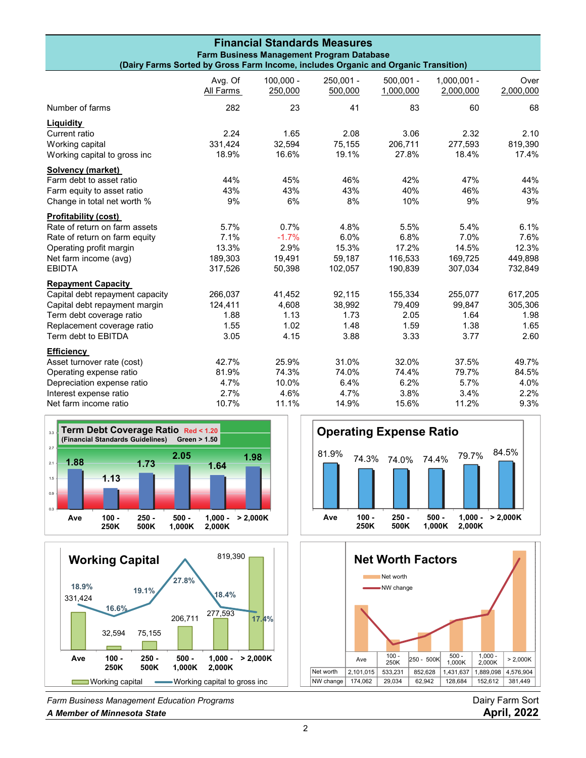# Financial Standards Measures

**Farm Business Management Program Database**

**(Dairy Farms Sorted by Gross Farm Income, includes Organic and Organic Transition)**

| | Avg. Of All Farms | 100,000 - 250,000 | 250,001 - 500,000 | 500,001 - 1,000,000 | 1,000,001 - 2,000,000 | Over 2,000,000 |
|---|---|---|---|---|---|---|
| Number of farms | 282 | 23 | 41 | 83 | 60 | 68 |
| **Liquidity** | | | | | | |
| Current ratio | 2.24 | 1.65 | 2.08 | 3.06 | 2.32 | 2.10 |
| Working capital | 331,424 | 32,594 | 75,155 | 206,711 | 277,593 | 819,390 |
| Working capital to gross inc | 18.9% | 16.6% | 19.1% | 27.8% | 18.4% | 17.4% |
| **Solvency (market)** | | | | | | |
| Farm debt to asset ratio | 44% | 45% | 46% | 42% | 47% | 44% |
| Farm equity to asset ratio | 43% | 43% | 43% | 40% | 46% | 43% |
| Change in total net worth % | 9% | 6% | 8% | 10% | 9% | 9% |
| **Profitability (cost)** | | | | | | |
| Rate of return on farm assets | 5.7% | 0.7% | 4.8% | 5.5% | 5.4% | 6.1% |
| Rate of return on farm equity | 7.1% | -1.7% | 6.0% | 6.8% | 7.0% | 7.6% |
| Operating profit margin | 13.3% | 2.9% | 15.3% | 17.2% | 14.5% | 12.3% |
| Net farm income (avg) | 189,303 | 19,491 | 59,187 | 116,533 | 169,725 | 449,898 |
| EBIDTA | 317,526 | 50,398 | 102,057 | 190,839 | 307,034 | 732,849 |
| **Repayment Capacity** | | | | | | |
| Capital debt repayment capacity | 266,037 | 41,452 | 92,115 | 155,334 | 255,077 | 617,205 |
| Capital debt repayment margin | 124,411 | 4,608 | 38,992 | 79,409 | 99,847 | 305,306 |
| Term debt coverage ratio | 1.88 | 1.13 | 1.73 | 2.05 | 1.64 | 1.98 |
| Replacement coverage ratio | 1.55 | 1.02 | 1.48 | 1.59 | 1.38 | 1.65 |
| Term debt to EBITDA | 3.05 | 4.15 | 3.88 | 3.33 | 3.77 | 2.60 |
| **Efficiency** | | | | | | |
| Asset turnover rate (cost) | 42.7% | 25.9% | 31.0% | 32.0% | 37.5% | 49.7% |
| Operating expense ratio | 81.9% | 74.3% | 74.0% | 74.4% | 79.7% | 84.5% |
| Depreciation expense ratio | 4.7% | 10.0% | 6.4% | 6.2% | 5.7% | 4.0% |
| Interest expense ratio | 2.7% | 4.6% | 4.7% | 3.8% | 3.4% | 2.2% |
| Net farm income ratio | 10.7% | 11.1% | 14.9% | 15.6% | 11.2% | 9.3% |

**Term Debt Coverage Ratio** (Financial Standards Guidelines) Red < 1.20, Green > 1.50

| Ave | 100 - 250K | 250 - 500K | 500 - 1,000K | 1,000 - 2,000K | > 2,000K |
|---|---|---|---|---|---|
| 1.88 | 1.13 | 1.73 | 2.05 | 1.64 | 1.98 |

**Operating Expense Ratio**

| Ave | 100 - 250K | 250 - 500K | 500 - 1,000K | 1,000 - 2,000K | > 2,000K |
|---|---|---|---|---|---|
| 81.9% | 74.3% | 74.0% | 74.4% | 79.7% | 84.5% |

**Working Capital**

| | Ave | 100 - 250K | 250 - 500K | 500 - 1,000K | 1,000 - 2,000K | > 2,000K |
|---|---|---|---|---|---|---|
| Working capital | 331,424 | 32,594 | 75,155 | 206,711 | 277,593 | 819,390 |
| Working capital to gross inc | 18.9% | 16.6% | 19.1% | 27.8% | 18.4% | 17.4% |

**Net Worth Factors**

| | Ave | 100 - 250K | 250 - 500K | 500 - 1,000K | 1,000 - 2,000K | > 2,000K |
|---|---|---|---|---|---|---|
| Net worth | 2,101,015 | 533,231 | 852,628 | 1,431,637 | 1,889,098 | 4,576,904 |
| NW change | 174,062 | 29,034 | 62,942 | 128,684 | 152,612 | 381,449 |

*Farm Business Management Education Programs*

***A Member of Minnesota State***

Dairy Farm Sort

**April, 2022**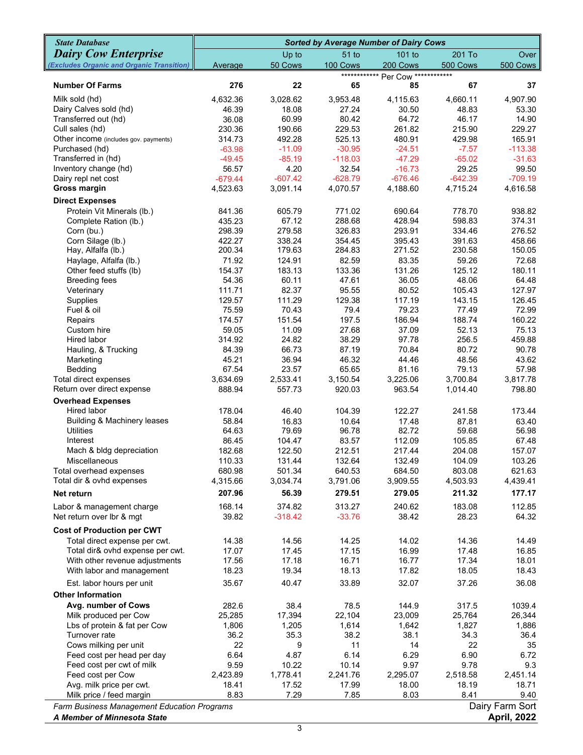| ***State Database*** <br> ***Dairy Cow Enterprise*** <br> *(Excludes Organic and Organic Transition)* | Average | Up to 50 Cows | 51 to 100 Cows | 101 to 200 Cows | 201 To 500 Cows | Over 500 Cows |
|---|---|---|---|---|---|---|
| | ***Sorted by Average Number of Dairy Cows*** | | | | | |
| | | | ************ Per Cow ************ | | | |
| **Number Of Farms** | **276** | **22** | **65** | **85** | **67** | **37** |
| Milk sold (hd) | 4,632.36 | 3,028.62 | 3,953.48 | 4,115.63 | 4,660.11 | 4,907.90 |
| Dairy Calves sold (hd) | 46.39 | 18.08 | 27.24 | 30.50 | 48.83 | 53.30 |
| Transferred out (hd) | 36.08 | 60.99 | 80.42 | 64.72 | 46.17 | 14.90 |
| Cull sales (hd) | 230.36 | 190.66 | 229.53 | 261.82 | 215.90 | 229.27 |
| Other income (includes gov. payments) | 314.73 | 492.28 | 525.13 | 480.91 | 429.98 | 165.91 |
| Purchased (hd) | -63.98 | -11.09 | -30.95 | -24.51 | -7.57 | -113.38 |
| Transferred in (hd) | -49.45 | -85.19 | -118.03 | -47.29 | -65.02 | -31.63 |
| Inventory change (hd) | 56.57 | 4.20 | 32.54 | -16.73 | 29.25 | 99.50 |
| Dairy repl net cost | -679.44 | -607.42 | -628.79 | -676.46 | -642.39 | -709.19 |
| **Gross margin** | 4,523.63 | 3,091.14 | 4,070.57 | 4,188.60 | 4,715.24 | 4,616.58 |
| **Direct Expenses** | | | | | | |
| Protein Vit Minerals (lb.) | 841.36 | 605.79 | 771.02 | 690.64 | 778.70 | 938.82 |
| Complete Ration (lb.) | 435.23 | 67.12 | 288.68 | 428.94 | 598.83 | 374.31 |
| Corn (bu.) | 298.39 | 279.58 | 326.83 | 293.91 | 334.46 | 276.52 |
| Corn Silage (lb.) | 422.27 | 338.24 | 354.45 | 395.43 | 391.63 | 458.66 |
| Hay, Alfalfa (lb.) | 200.34 | 179.63 | 284.83 | 271.52 | 230.58 | 150.05 |
| Haylage, Alfalfa (lb.) | 71.92 | 124.91 | 82.59 | 83.35 | 59.26 | 72.68 |
| Other feed stuffs (lb) | 154.37 | 183.13 | 133.36 | 131.26 | 125.12 | 180.11 |
| Breeding fees | 54.36 | 60.11 | 47.61 | 36.05 | 48.06 | 64.48 |
| Veterinary | 111.71 | 82.37 | 95.55 | 80.52 | 105.43 | 127.97 |
| Supplies | 129.57 | 111.29 | 129.38 | 117.19 | 143.15 | 126.45 |
| Fuel & oil | 75.59 | 70.43 | 79.4 | 79.23 | 77.49 | 72.99 |
| Repairs | 174.57 | 151.54 | 197.5 | 186.94 | 188.74 | 160.22 |
| Custom hire | 59.05 | 11.09 | 27.68 | 37.09 | 52.13 | 75.13 |
| Hired labor | 314.92 | 24.82 | 38.29 | 97.78 | 256.5 | 459.88 |
| Hauling, & Trucking | 84.39 | 66.73 | 87.19 | 70.84 | 80.72 | 90.78 |
| Marketing | 45.21 | 36.94 | 46.32 | 44.46 | 48.56 | 43.62 |
| Bedding | 67.54 | 23.57 | 65.65 | 81.16 | 79.13 | 57.98 |
| Total direct expenses | 3,634.69 | 2,533.41 | 3,150.54 | 3,225.06 | 3,700.84 | 3,817.78 |
| Return over direct expense | 888.94 | 557.73 | 920.03 | 963.54 | 1,014.40 | 798.80 |
| **Overhead Expenses** | | | | | | |
| Hired labor | 178.04 | 46.40 | 104.39 | 122.27 | 241.58 | 173.44 |
| Building & Machinery leases | 58.84 | 16.83 | 10.64 | 17.48 | 87.81 | 63.40 |
| Utilities | 64.63 | 79.69 | 96.78 | 82.72 | 59.68 | 56.98 |
| Interest | 86.45 | 104.47 | 83.57 | 112.09 | 105.85 | 67.48 |
| Mach & bldg depreciation | 182.68 | 122.50 | 212.51 | 217.44 | 204.08 | 157.07 |
| Miscellaneous | 110.33 | 131.44 | 132.64 | 132.49 | 104.09 | 103.26 |
| Total overhead expenses | 680.98 | 501.34 | 640.53 | 684.50 | 803.08 | 621.63 |
| Total dir & ovhd expenses | 4,315.66 | 3,034.74 | 3,791.06 | 3,909.55 | 4,503.93 | 4,439.41 |
| **Net return** | **207.96** | **56.39** | **279.51** | **279.05** | **211.32** | **177.17** |
| Labor & management charge | 168.14 | 374.82 | 313.27 | 240.62 | 183.08 | 112.85 |
| Net return over lbr & mgt | 39.82 | -318.42 | -33.76 | 38.42 | 28.23 | 64.32 |
| **Cost of Production per CWT** | | | | | | |
| Total direct expense per cwt. | 14.38 | 14.56 | 14.25 | 14.02 | 14.36 | 14.49 |
| Total dir& ovhd expense per cwt. | 17.07 | 17.45 | 17.15 | 16.99 | 17.48 | 16.85 |
| With other revenue adjustments | 17.56 | 17.18 | 16.71 | 16.77 | 17.34 | 18.01 |
| With labor and management | 18.23 | 19.34 | 18.13 | 17.82 | 18.05 | 18.43 |
| Est. labor hours per unit | 35.67 | 40.47 | 33.89 | 32.07 | 37.26 | 36.08 |
| **Other Information** | | | | | | |
| **Avg. number of Cows** | 282.6 | 38.4 | 78.5 | 144.9 | 317.5 | 1039.4 |
| Milk produced per Cow | 25,285 | 17,394 | 22,104 | 23,009 | 25,764 | 26,344 |
| Lbs of protein & fat per Cow | 1,806 | 1,205 | 1,614 | 1,642 | 1,827 | 1,886 |
| Turnover rate | 36.2 | 35.3 | 38.2 | 38.1 | 34.3 | 36.4 |
| Cows milking per unit | 22 | 9 | 11 | 14 | 22 | 35 |
| Feed cost per head per day | 6.64 | 4.87 | 6.14 | 6.29 | 6.90 | 6.72 |
| Feed cost per cwt of milk | 9.59 | 10.22 | 10.14 | 9.97 | 9.78 | 9.3 |
| Feed cost per Cow | 2,423.89 | 1,778.41 | 2,241.76 | 2,295.07 | 2,518.58 | 2,451.14 |
| Avg. milk price per cwt. | 18.41 | 17.52 | 17.99 | 18.00 | 18.19 | 18.71 |
| Milk price / feed margin | 8.83 | 7.29 | 7.85 | 8.03 | 8.41 | 9.40 |

*Farm Business Management Education Programs*
***A Member of Minnesota State***

Dairy Farm Sort
**April, 2022**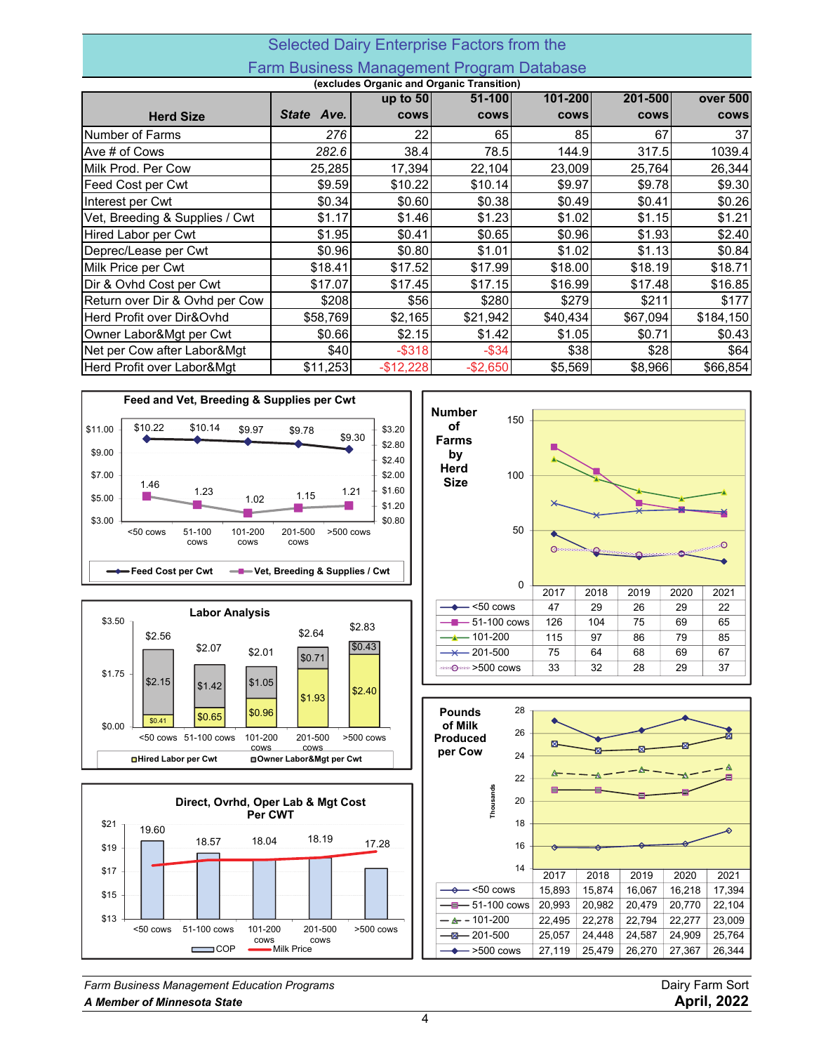## Selected Dairy Enterprise Factors from the Farm Business Management Program Database

**(excludes Organic and Organic Transition)**

| Herd Size | State Ave. | up to 50 cows | 51-100 cows | 101-200 cows | 201-500 cows | over 500 cows |
|---|---|---|---|---|---|---|
| Number of Farms | 276 | 22 | 65 | 85 | 67 | 37 |
| Ave # of Cows | 282.6 | 38.4 | 78.5 | 144.9 | 317.5 | 1039.4 |
| Milk Prod. Per Cow | 25,285 | 17,394 | 22,104 | 23,009 | 25,764 | 26,344 |
| Feed Cost per Cwt | $9.59 | $10.22 | $10.14 | $9.97 | $9.78 | $9.30 |
| Interest per Cwt | $0.34 | $0.60 | $0.38 | $0.49 | $0.41 | $0.26 |
| Vet, Breeding & Supplies / Cwt | $1.17 | $1.46 | $1.23 | $1.02 | $1.15 | $1.21 |
| Hired Labor per Cwt | $1.95 | $0.41 | $0.65 | $0.96 | $1.93 | $2.40 |
| Deprec/Lease per Cwt | $0.96 | $0.80 | $1.01 | $1.02 | $1.13 | $0.84 |
| Milk Price per Cwt | $18.41 | $17.52 | $17.99 | $18.00 | $18.19 | $18.71 |
| Dir & Ovhd Cost per Cwt | $17.07 | $17.45 | $17.15 | $16.99 | $17.48 | $16.85 |
| Return over Dir & Ovhd per Cow | $208 | $56 | $280 | $279 | $211 | $177 |
| Herd Profit over Dir&Ovhd | $58,769 | $2,165 | $21,942 | $40,434 | $67,094 | $184,150 |
| Owner Labor&Mgt per Cwt | $0.66 | $2.15 | $1.42 | $1.05 | $0.71 | $0.43 |
| Net per Cow after Labor&Mgt | $40 | -$318 | -$34 | $38 | $28 | $64 |
| Herd Profit over Labor&Mgt | $11,253 | -$12,228 | -$2,650 | $5,569 | $8,966 | $66,854 |

### Feed and Vet, Breeding & Supplies per Cwt

| | <50 cows | 51-100 cows | 101-200 cows | 201-500 cows | >500 cows |
|---|---|---|---|---|---|
| Feed Cost per Cwt | $10.22 | $10.14 | $9.97 | $9.78 | $9.30 |
| Vet, Breeding & Supplies / Cwt | 1.46 | 1.23 | 1.02 | 1.15 | 1.21 |

### Labor Analysis

| | <50 cows | 51-100 cows | 101-200 cows | 201-500 cows | >500 cows |
|---|---|---|---|---|---|
| Hired Labor per Cwt | $0.41 | $0.65 | $0.96 | $1.93 | $2.40 |
| Owner Labor&Mgt per Cwt | $2.15 | $1.42 | $1.05 | $0.71 | $0.43 |
| Total | $2.56 | $2.07 | $2.01 | $2.64 | $2.83 |

### Direct, Ovrhd, Oper Lab & Mgt Cost Per CWT

| | <50 cows | 51-100 cows | 101-200 cows | 201-500 cows | >500 cows |
|---|---|---|---|---|---|
| COP | 19.60 | 18.57 | 18.04 | 18.19 | 17.28 |

(Milk Price shown as line)

### Number of Farms by Herd Size

| | 2017 | 2018 | 2019 | 2020 | 2021 |
|---|---|---|---|---|---|
| <50 cows | 47 | 29 | 26 | 29 | 22 |
| 51-100 cows | 126 | 104 | 75 | 69 | 65 |
| 101-200 | 115 | 97 | 86 | 79 | 85 |
| 201-500 | 75 | 64 | 68 | 69 | 67 |
| >500 cows | 33 | 32 | 28 | 29 | 37 |

### Pounds of Milk Produced per Cow (Thousands)

| | 2017 | 2018 | 2019 | 2020 | 2021 |
|---|---|---|---|---|---|
| <50 cows | 15,893 | 15,874 | 16,067 | 16,218 | 17,394 |
| 51-100 cows | 20,993 | 20,982 | 20,479 | 20,770 | 22,104 |
| 101-200 | 22,495 | 22,278 | 22,794 | 22,277 | 23,009 |
| 201-500 | 25,057 | 24,448 | 24,587 | 24,909 | 25,764 |
| >500 cows | 27,119 | 25,479 | 26,270 | 27,367 | 26,344 |

*Farm Business Management Education Programs*
***A Member of Minnesota State***

Dairy Farm Sort
**April, 2022**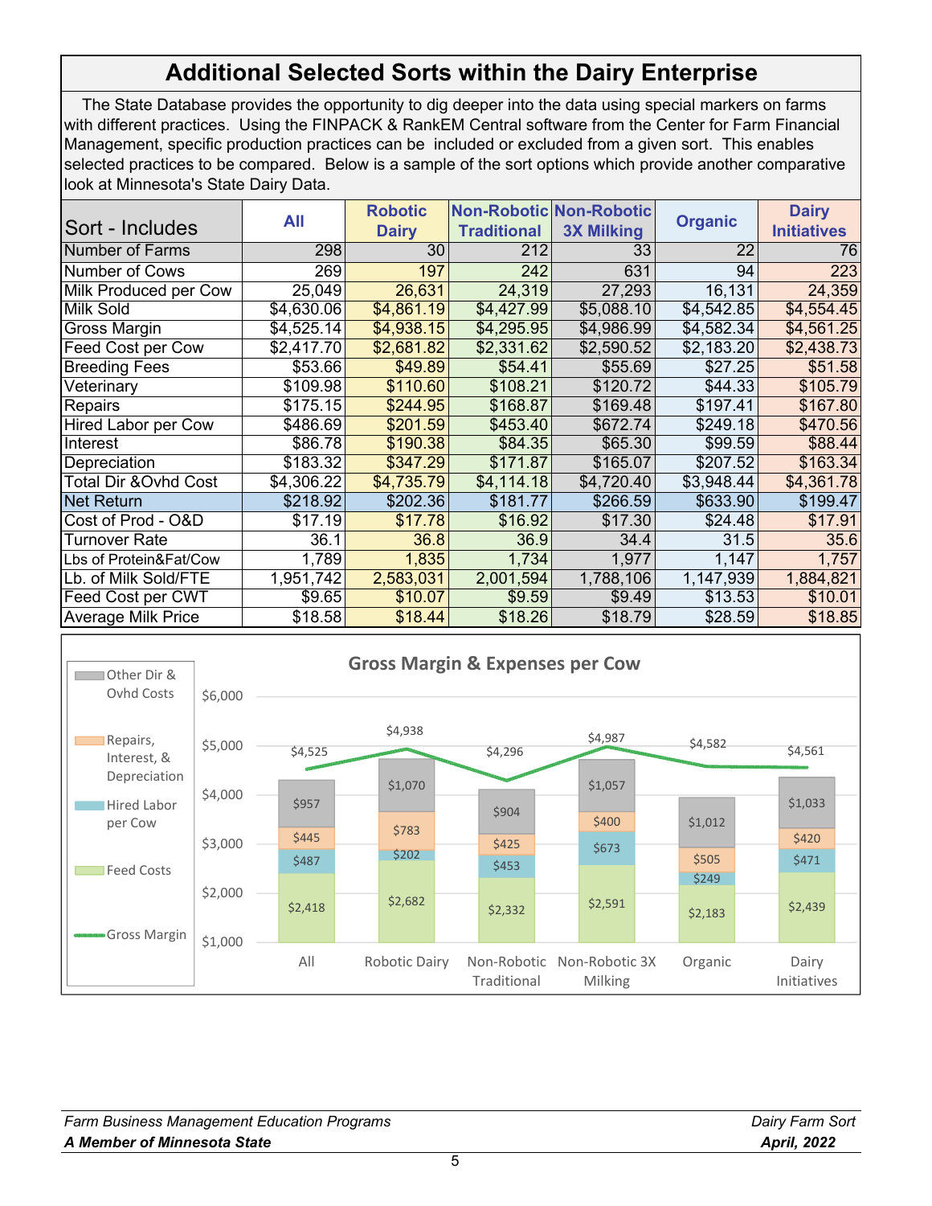# Additional Selected Sorts within the Dairy Enterprise

The State Database provides the opportunity to dig deeper into the data using special markers on farms with different practices. Using the FINPACK & RankEM Central software from the Center for Farm Financial Management, specific production practices can be included or excluded from a given sort. This enables selected practices to be compared. Below is a sample of the sort options which provide another comparative look at Minnesota's State Dairy Data.

| Sort - Includes | All | Robotic Dairy | Non-Robotic Traditional | Non-Robotic 3X Milking | Organic | Dairy Initiatives |
|---|---|---|---|---|---|---|
| Number of Farms | 298 | 30 | 212 | 33 | 22 | 76 |
| Number of Cows | 269 | 197 | 242 | 631 | 94 | 223 |
| Milk Produced per Cow | 25,049 | 26,631 | 24,319 | 27,293 | 16,131 | 24,359 |
| Milk Sold | $4,630.06 | $4,861.19 | $4,427.99 | $5,088.10 | $4,542.85 | $4,554.45 |
| Gross Margin | $4,525.14 | $4,938.15 | $4,295.95 | $4,986.99 | $4,582.34 | $4,561.25 |
| Feed Cost per Cow | $2,417.70 | $2,681.82 | $2,331.62 | $2,590.52 | $2,183.20 | $2,438.73 |
| Breeding Fees | $53.66 | $49.89 | $54.41 | $55.69 | $27.25 | $51.58 |
| Veterinary | $109.98 | $110.60 | $108.21 | $120.72 | $44.33 | $105.79 |
| Repairs | $175.15 | $244.95 | $168.87 | $169.48 | $197.41 | $167.80 |
| Hired Labor per Cow | $486.69 | $201.59 | $453.40 | $672.74 | $249.18 | $470.56 |
| Interest | $86.78 | $190.38 | $84.35 | $65.30 | $99.59 | $88.44 |
| Depreciation | $183.32 | $347.29 | $171.87 | $165.07 | $207.52 | $163.34 |
| Total Dir &Ovhd Cost | $4,306.22 | $4,735.79 | $4,114.18 | $4,720.40 | $3,948.44 | $4,361.78 |
| Net Return | $218.92 | $202.36 | $181.77 | $266.59 | $633.90 | $199.47 |
| Cost of Prod - O&D | $17.19 | $17.78 | $16.92 | $17.30 | $24.48 | $17.91 |
| Turnover Rate | 36.1 | 36.8 | 36.9 | 34.4 | 31.5 | 35.6 |
| Lbs of Protein&Fat/Cow | 1,789 | 1,835 | 1,734 | 1,977 | 1,147 | 1,757 |
| Lb. of Milk Sold/FTE | 1,951,742 | 2,583,031 | 2,001,594 | 1,788,106 | 1,147,939 | 1,884,821 |
| Feed Cost per CWT | $9.65 | $10.07 | $9.59 | $9.49 | $13.53 | $10.01 |
| Average Milk Price | $18.58 | $18.44 | $18.26 | $18.79 | $28.59 | $18.85 |

## Gross Margin & Expenses per Cow

| | All | Robotic Dairy | Non-Robotic Traditional | Non-Robotic 3X Milking | Organic | Dairy Initiatives |
|---|---|---|---|---|---|---|
| Feed Costs | $2,418 | $2,682 | $2,332 | $2,591 | $2,183 | $2,439 |
| Hired Labor per Cow | $487 | $202 | $453 | $673 | $249 | $471 |
| Repairs, Interest, & Depreciation | $445 | $783 | $425 | $400 | $505 | $420 |
| Other Dir & Ovhd Costs | $957 | $1,070 | $904 | $1,057 | $1,012 | $1,033 |
| Gross Margin | $4,525 | $4,938 | $4,296 | $4,987 | $4,582 | $4,561 |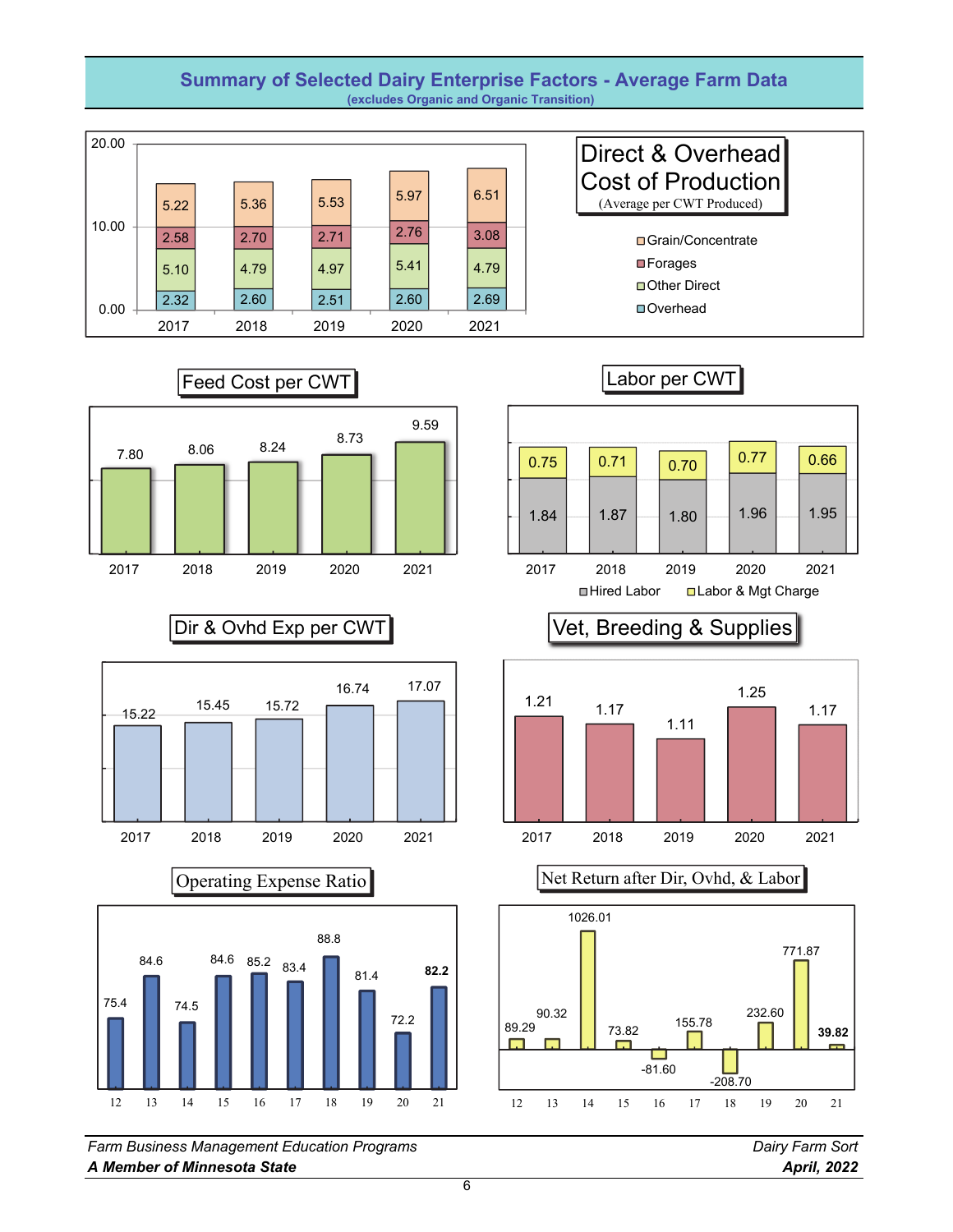# Summary of Selected Dairy Enterprise Factors - Average Farm Data

(excludes Organic and Organic Transition)

## Direct & Overhead Cost of Production

(Average per CWT Produced)

| | 2017 | 2018 | 2019 | 2020 | 2021 |
|---|---|---|---|---|---|
| Grain/Concentrate | 5.22 | 5.36 | 5.53 | 5.97 | 6.51 |
| Forages | 2.58 | 2.70 | 2.71 | 2.76 | 3.08 |
| Other Direct | 5.10 | 4.79 | 4.97 | 5.41 | 4.79 |
| Overhead | 2.32 | 2.60 | 2.51 | 2.60 | 2.69 |

## Feed Cost per CWT

| 2017 | 2018 | 2019 | 2020 | 2021 |
|---|---|---|---|---|
| 7.80 | 8.06 | 8.24 | 8.73 | 9.59 |

## Labor per CWT

| | 2017 | 2018 | 2019 | 2020 | 2021 |
|---|---|---|---|---|---|
| Hired Labor | 1.84 | 1.87 | 1.80 | 1.96 | 1.95 |
| Labor & Mgt Charge | 0.75 | 0.71 | 0.70 | 0.77 | 0.66 |

## Dir & Ovhd Exp per CWT

| 2017 | 2018 | 2019 | 2020 | 2021 |
|---|---|---|---|---|
| 15.22 | 15.45 | 15.72 | 16.74 | 17.07 |

## Vet, Breeding & Supplies

| 2017 | 2018 | 2019 | 2020 | 2021 |
|---|---|---|---|---|
| 1.21 | 1.17 | 1.11 | 1.25 | 1.17 |

## Operating Expense Ratio

| 12 | 13 | 14 | 15 | 16 | 17 | 18 | 19 | 20 | 21 |
|---|---|---|---|---|---|---|---|---|---|
| 75.4 | 84.6 | 74.5 | 84.6 | 85.2 | 83.4 | 88.8 | 81.4 | 72.2 | **82.2** |

## Net Return after Dir, Ovhd, & Labor

| 12 | 13 | 14 | 15 | 16 | 17 | 18 | 19 | 20 | 21 |
|---|---|---|---|---|---|---|---|---|---|
| 89.29 | 90.32 | 1026.01 | 73.82 | -81.60 | 155.78 | -208.70 | 232.60 | 771.87 | **39.82** |

*Farm Business Management Education Programs*
***A Member of Minnesota State***

*Dairy Farm Sort*
***April, 2022***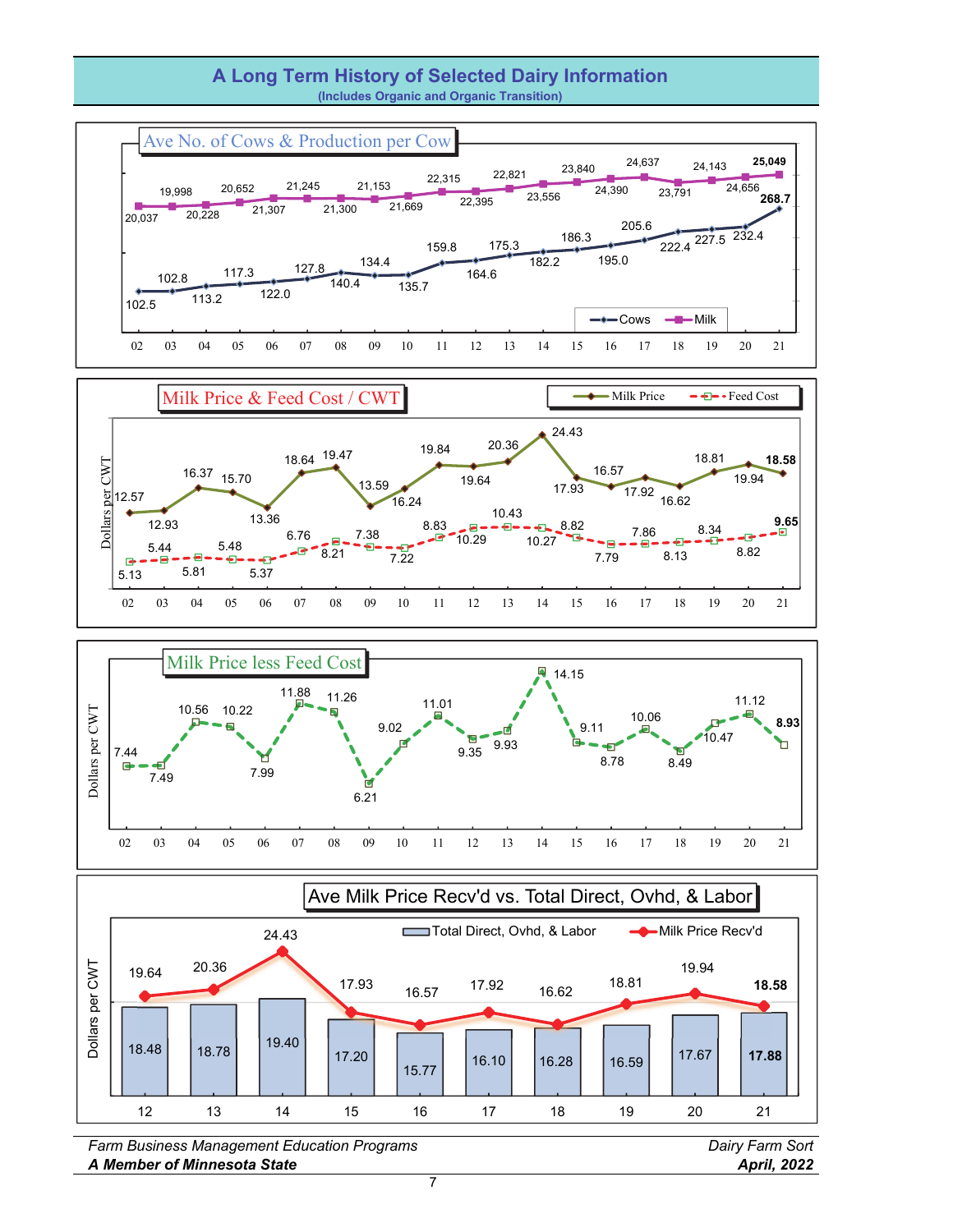# A Long Term History of Selected Dairy Information

**(Includes Organic and Organic Transition)**

Ave No. of Cows & Production per Cow

20,037 19,998 20,228 20,652 21,307 21,245 21,300 21,153 21,669 22,315 22,395 22,821 23,556 23,840 24,390 24,637 23,791 24,143 24,656 **25,049**

102.5 102.8 113.2 117.3 122.0 127.8 140.4 134.4 135.7 159.8 164.6 175.3 182.2 186.3 195.0 205.6 222.4 227.5 232.4 **268.7**

Cows Milk

02 03 04 05 06 07 08 09 10 11 12 13 14 15 16 17 18 19 20 21

Milk Price & Feed Cost / CWT

Milk Price Feed Cost

Dollars per CWT

12.57 12.93 16.37 15.70 13.36 18.64 19.47 13.59 16.24 19.84 19.64 20.36 24.43 17.93 16.57 17.92 16.62 18.81 19.94 **18.58**

5.13 5.44 5.81 5.48 5.37 6.76 8.21 7.38 7.22 8.83 10.29 10.43 10.27 8.82 7.79 7.86 8.13 8.34 8.82 **9.65**

02 03 04 05 06 07 08 09 10 11 12 13 14 15 16 17 18 19 20 21

Milk Price less Feed Cost

Dollars per CWT

7.44 7.49 10.56 10.22 7.99 11.88 11.26 6.21 9.02 11.01 9.35 9.93 14.15 9.11 8.78 10.06 8.49 10.47 11.12 **8.93**

02 03 04 05 06 07 08 09 10 11 12 13 14 15 16 17 18 19 20 21

Ave Milk Price Recv'd vs. Total Direct, Ovhd, & Labor

Total Direct, Ovhd, & Labor Milk Price Recv'd

Dollars per CWT

19.64 20.36 24.43 17.93 16.57 17.92 16.62 18.81 19.94 **18.58**

18.48 18.78 19.40 17.20 15.77 16.10 16.28 16.59 17.67 **17.88**

12 13 14 15 16 17 18 19 20 21

*Farm Business Management Education Programs*
***A Member of Minnesota State***

*Dairy Farm Sort*
***April, 2022***